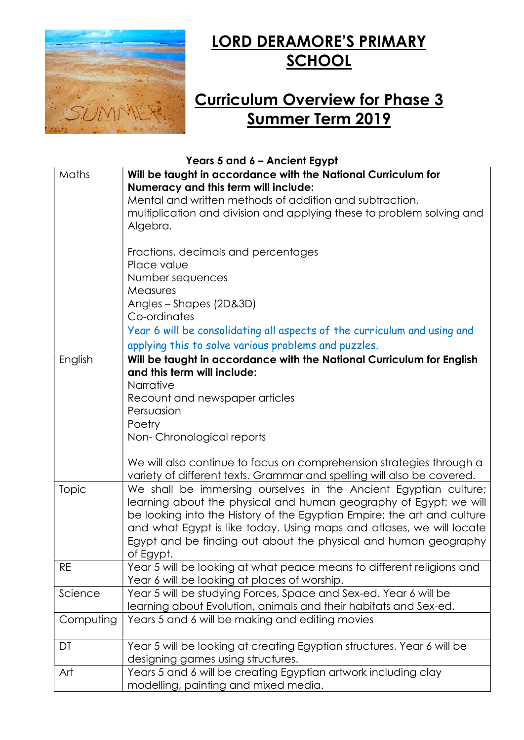# LORD DERAMORE'S PRIMARY SCHOOL

## Curriculum Overview for Phase 3 Summer Term 2019

**Years 5 and 6 – Ancient Egypt**

| | |
|---|---|
| Maths | **Will be taught in accordance with the National Curriculum for Numeracy and this term will include:**<br>Mental and written methods of addition and subtraction, multiplication and division and applying these to problem solving and Algebra.<br><br>Fractions, decimals and percentages<br>Place value<br>Number sequences<br>Measures<br>Angles – Shapes (2D&3D)<br>Co-ordinates<br>Year 6 will be consolidating all aspects of the curriculum and using and applying this to solve various problems and puzzles. |
| English | **Will be taught in accordance with the National Curriculum for English and this term will include:**<br>Narrative<br>Recount and newspaper articles<br>Persuasion<br>Poetry<br>Non- Chronological reports<br><br>We will also continue to focus on comprehension strategies through a variety of different texts. Grammar and spelling will also be covered. |
| Topic | We shall be immersing ourselves in the Ancient Egyptian culture; learning about the physical and human geography of Egypt; we will be looking into the History of the Egyptian Empire; the art and culture and what Egypt is like today. Using maps and atlases, we will locate Egypt and be finding out about the physical and human geography of Egypt. |
| RE | Year 5 will be looking at what peace means to different religions and Year 6 will be looking at places of worship. |
| Science | Year 5 will be studying Forces, Space and Sex-ed. Year 6 will be learning about Evolution, animals and their habitats and Sex-ed. |
| Computing | Years 5 and 6 will be making and editing movies |
| DT | Year 5 will be looking at creating Egyptian structures. Year 6 will be designing games using structures. |
| Art | Years 5 and 6 will be creating Egyptian artwork including clay modelling, painting and mixed media. |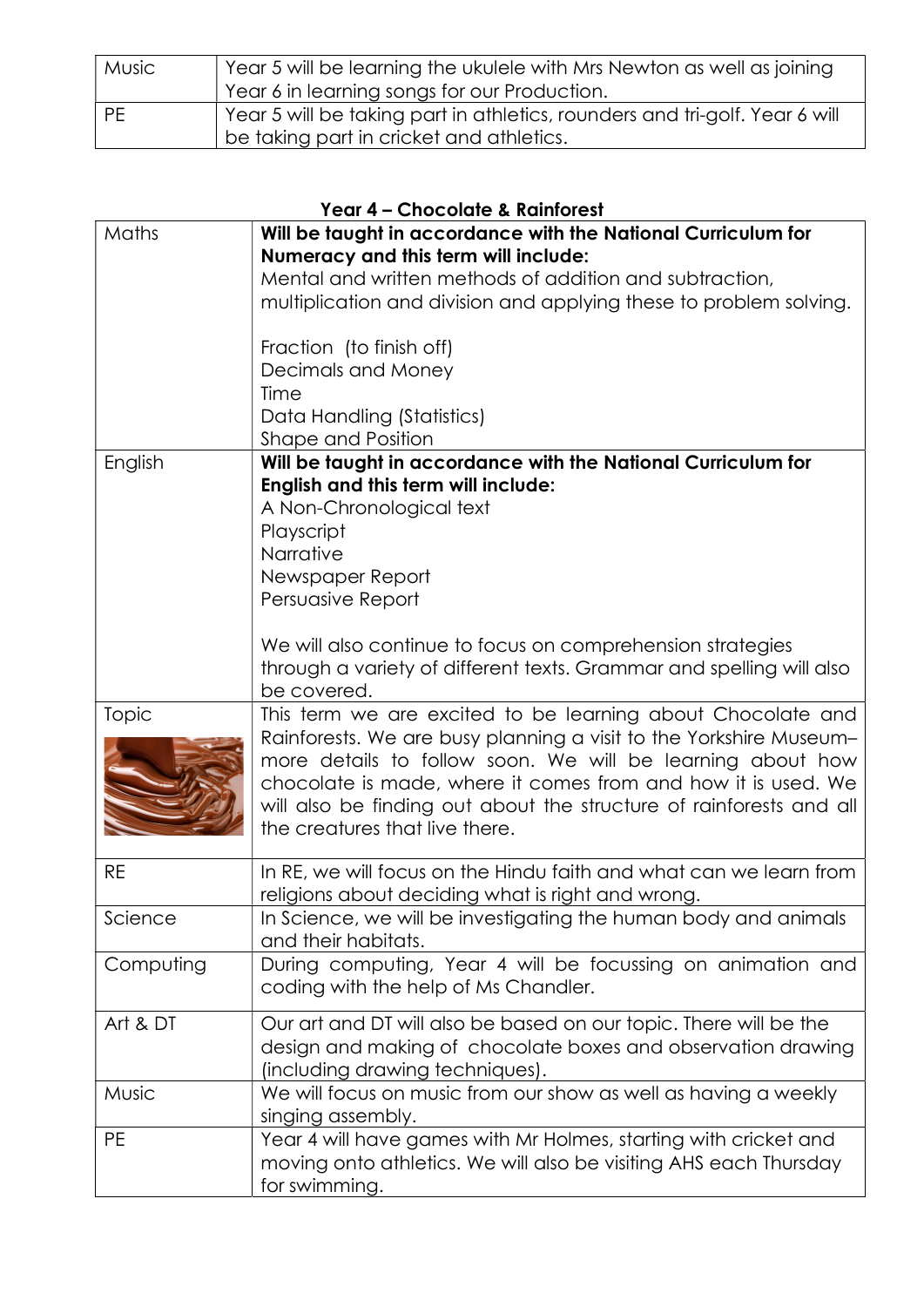| | |
|---|---|
| Music | Year 5 will be learning the ukulele with Mrs Newton as well as joining Year 6 in learning songs for our Production. |
| PE | Year 5 will be taking part in athletics, rounders and tri-golf. Year 6 will be taking part in cricket and athletics. |

## Year 4 – Chocolate & Rainforest

| | |
|---|---|
| Maths | **Will be taught in accordance with the National Curriculum for Numeracy and this term will include:** Mental and written methods of addition and subtraction, multiplication and division and applying these to problem solving.<br><br>Fraction (to finish off)<br>Decimals and Money<br>Time<br>Data Handling (Statistics)<br>Shape and Position |
| English | **Will be taught in accordance with the National Curriculum for English and this term will include:**<br>A Non-Chronological text<br>Playscript<br>Narrative<br>Newspaper Report<br>Persuasive Report<br><br>We will also continue to focus on comprehension strategies through a variety of different texts. Grammar and spelling will also be covered. |
| Topic | This term we are excited to be learning about Chocolate and Rainforests. We are busy planning a visit to the Yorkshire Museum– more details to follow soon. We will be learning about how chocolate is made, where it comes from and how it is used. We will also be finding out about the structure of rainforests and all the creatures that live there. |
| RE | In RE, we will focus on the Hindu faith and what can we learn from religions about deciding what is right and wrong. |
| Science | In Science, we will be investigating the human body and animals and their habitats. |
| Computing | During computing, Year 4 will be focussing on animation and coding with the help of Ms Chandler. |
| Art & DT | Our art and DT will also be based on our topic. There will be the design and making of chocolate boxes and observation drawing (including drawing techniques). |
| Music | We will focus on music from our show as well as having a weekly singing assembly. |
| PE | Year 4 will have games with Mr Holmes, starting with cricket and moving onto athletics. We will also be visiting AHS each Thursday for swimming. |